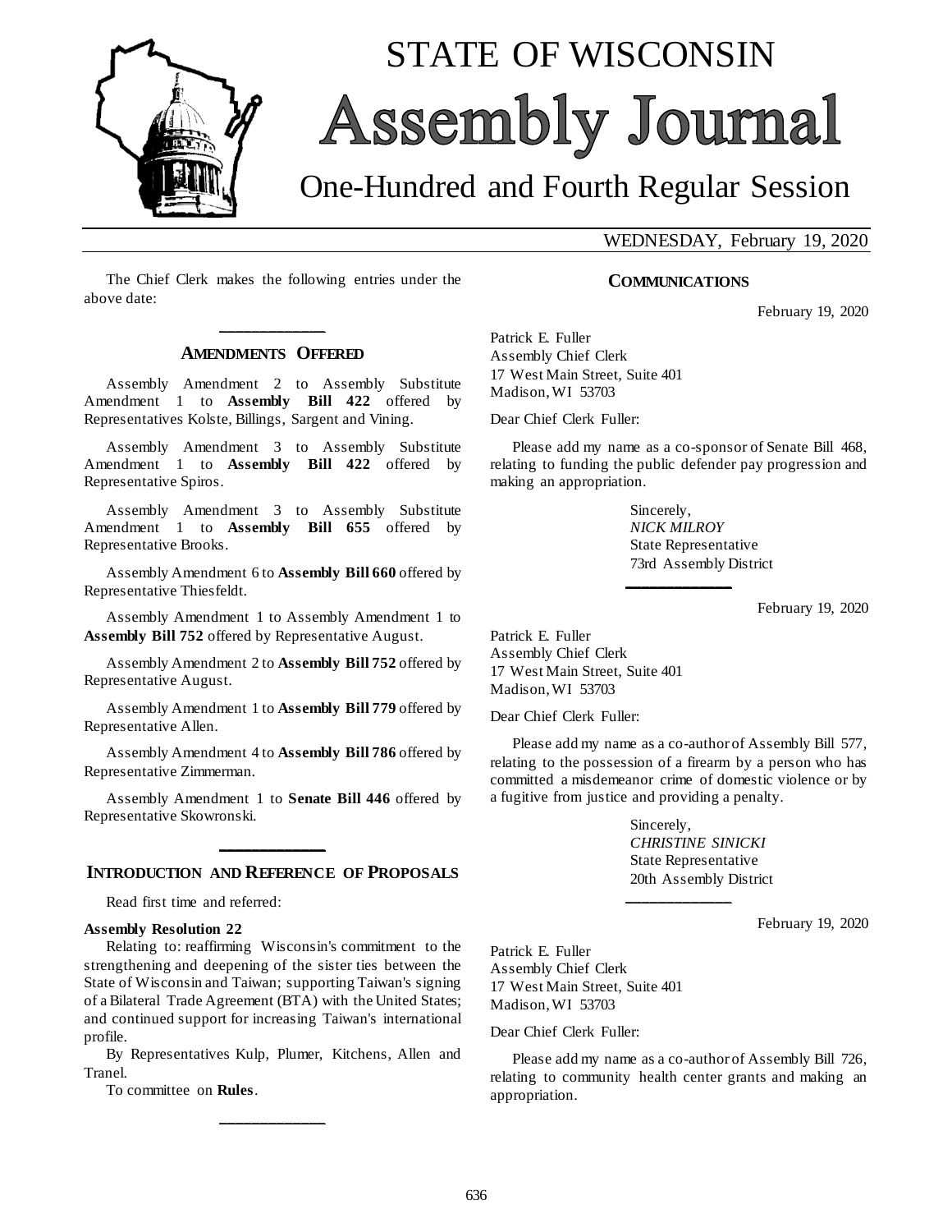# STATE OF WISCONSIN Assembly Journal

## One-Hundred and Fourth Regular Session

WEDNESDAY, February 19, 2020

The Chief Clerk makes the following entries under the above date:

---

### AMENDMENTS OFFERED

Assembly Amendment 2 to Assembly Substitute Amendment 1 to **Assembly Bill 422** offered by Representatives Kolste, Billings, Sargent and Vining.

Assembly Amendment 3 to Assembly Substitute Amendment 1 to **Assembly Bill 422** offered by Representative Spiros.

Assembly Amendment 3 to Assembly Substitute Amendment 1 to **Assembly Bill 655** offered by Representative Brooks.

Assembly Amendment 6 to **Assembly Bill 660** offered by Representative Thiesfeldt.

Assembly Amendment 1 to Assembly Amendment 1 to **Assembly Bill 752** offered by Representative August.

Assembly Amendment 2 to **Assembly Bill 752** offered by Representative August.

Assembly Amendment 1 to **Assembly Bill 779** offered by Representative Allen.

Assembly Amendment 4 to **Assembly Bill 786** offered by Representative Zimmerman.

Assembly Amendment 1 to **Senate Bill 446** offered by Representative Skowronski.

---

### INTRODUCTION AND REFERENCE OF PROPOSALS

Read first time and referred:

**Assembly Resolution 22**

Relating to: reaffirming Wisconsin's commitment to the strengthening and deepening of the sister ties between the State of Wisconsin and Taiwan; supporting Taiwan's signing of a Bilateral Trade Agreement (BTA) with the United States; and continued support for increasing Taiwan's international profile.

By Representatives Kulp, Plumer, Kitchens, Allen and Tranel.

To committee on **Rules**.

---

### COMMUNICATIONS

February 19, 2020

Patrick E. Fuller
Assembly Chief Clerk
17 West Main Street, Suite 401
Madison, WI 53703

Dear Chief Clerk Fuller:

Please add my name as a co-sponsor of Senate Bill 468, relating to funding the public defender pay progression and making an appropriation.

Sincerely,
*NICK MILROY*
State Representative
73rd Assembly District

---

February 19, 2020

Patrick E. Fuller
Assembly Chief Clerk
17 West Main Street, Suite 401
Madison, WI 53703

Dear Chief Clerk Fuller:

Please add my name as a co-author of Assembly Bill 577, relating to the possession of a firearm by a person who has committed a misdemeanor crime of domestic violence or by a fugitive from justice and providing a penalty.

Sincerely,
*CHRISTINE SINICKI*
State Representative
20th Assembly District

---

February 19, 2020

Patrick E. Fuller
Assembly Chief Clerk
17 West Main Street, Suite 401
Madison, WI 53703

Dear Chief Clerk Fuller:

Please add my name as a co-author of Assembly Bill 726, relating to community health center grants and making an appropriation.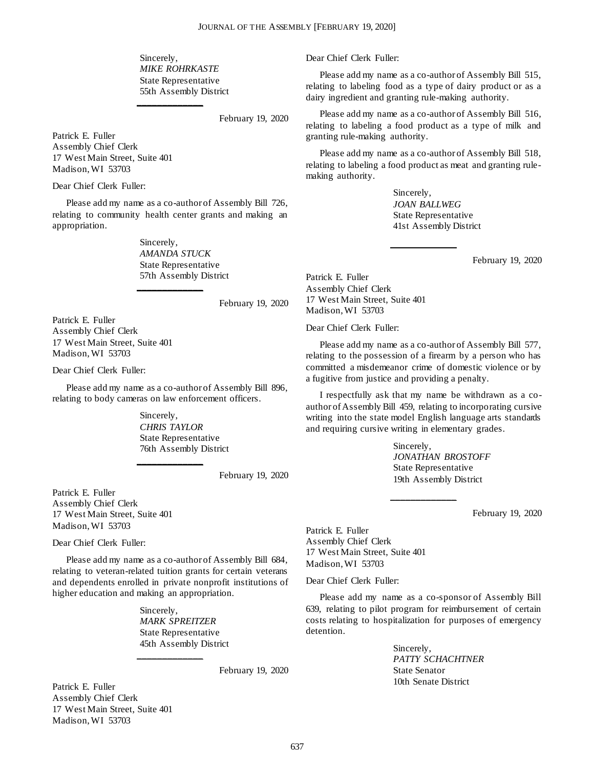Sincerely,
*MIKE ROHRKASTE*
State Representative
55th Assembly District

---

February 19, 2020

Patrick E. Fuller
Assembly Chief Clerk
17 West Main Street, Suite 401
Madison, WI 53703

Dear Chief Clerk Fuller:

Please add my name as a co-author of Assembly Bill 726, relating to community health center grants and making an appropriation.

Sincerely,
*AMANDA STUCK*
State Representative
57th Assembly District

---

February 19, 2020

Patrick E. Fuller
Assembly Chief Clerk
17 West Main Street, Suite 401
Madison, WI 53703

Dear Chief Clerk Fuller:

Please add my name as a co-author of Assembly Bill 896, relating to body cameras on law enforcement officers.

Sincerely,
*CHRIS TAYLOR*
State Representative
76th Assembly District

---

February 19, 2020

Patrick E. Fuller
Assembly Chief Clerk
17 West Main Street, Suite 401
Madison, WI 53703

Dear Chief Clerk Fuller:

Please add my name as a co-author of Assembly Bill 684, relating to veteran-related tuition grants for certain veterans and dependents enrolled in private nonprofit institutions of higher education and making an appropriation.

Sincerely,
*MARK SPREITZER*
State Representative
45th Assembly District

---

February 19, 2020

Patrick E. Fuller
Assembly Chief Clerk
17 West Main Street, Suite 401
Madison, WI 53703

Dear Chief Clerk Fuller:

Please add my name as a co-author of Assembly Bill 515, relating to labeling food as a type of dairy product or as a dairy ingredient and granting rule-making authority.

Please add my name as a co-author of Assembly Bill 516, relating to labeling a food product as a type of milk and granting rule-making authority.

Please add my name as a co-author of Assembly Bill 518, relating to labeling a food product as meat and granting rule-making authority.

Sincerely,
*JOAN BALLWEG*
State Representative
41st Assembly District

---

February 19, 2020

Patrick E. Fuller
Assembly Chief Clerk
17 West Main Street, Suite 401
Madison, WI 53703

Dear Chief Clerk Fuller:

Please add my name as a co-author of Assembly Bill 577, relating to the possession of a firearm by a person who has committed a misdemeanor crime of domestic violence or by a fugitive from justice and providing a penalty.

I respectfully ask that my name be withdrawn as a co-author of Assembly Bill 459, relating to incorporating cursive writing into the state model English language arts standards and requiring cursive writing in elementary grades.

Sincerely,
*JONATHAN BROSTOFF*
State Representative
19th Assembly District

---

February 19, 2020

Patrick E. Fuller
Assembly Chief Clerk
17 West Main Street, Suite 401
Madison, WI 53703

Dear Chief Clerk Fuller:

Please add my name as a co-sponsor of Assembly Bill 639, relating to pilot program for reimbursement of certain costs relating to hospitalization for purposes of emergency detention.

Sincerely,
*PATTY SCHACHTNER*
State Senator
10th Senate District